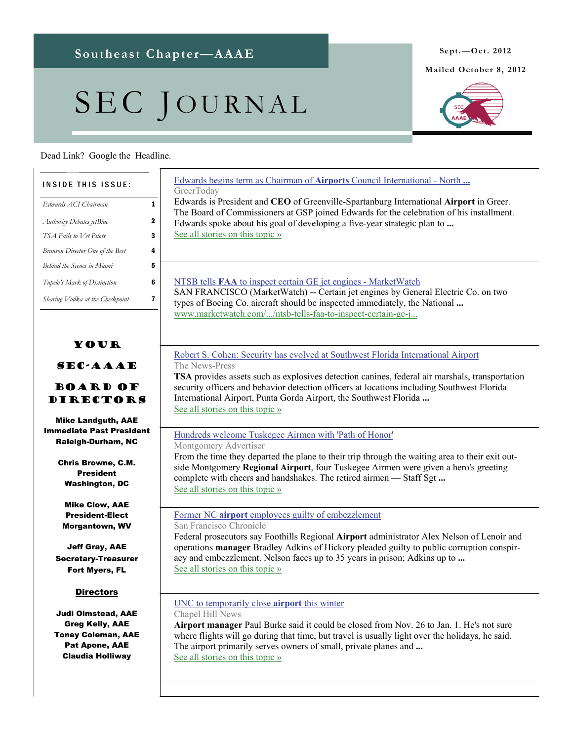Southeast Chapter—AAAE

# SEC Journal

Sept.—Oct. 2012

Mailed October 8, 2012

Dead Link? Google the Headline.

**INSIDE THIS ISSUE:**

| | |
|---|---|
| *Edwards ACI Chairman* | 1 |
| *Authority Debates jetBlue* | 2 |
| *TSA Fails to Vet Pilots* | 3 |
| *Branson Director One of the Best* | 4 |
| *Behind the Scenes in Miami* | 5 |
| *Tupelo's Mark of Distinction* | 6 |
| *Sharing Vodka at the Checkpoint* | 7 |

## YOUR SEC-AAAE BOARD OF DIRECTORS

**Mike Landguth, AAE**
**Immediate Past President**
**Raleigh-Durham, NC**

**Chris Browne, C.M.**
**President**
**Washington, DC**

**Mike Clow, AAE**
**President-Elect**
**Morgantown, WV**

**Jeff Gray, AAE**
**Secretary-Treasurer**
**Fort Myers, FL**

**Directors**

**Judi Olmstead, AAE**
**Greg Kelly, AAE**
**Toney Coleman, AAE**
**Pat Apone, AAE**
**Claudia Holliway**

---

Edwards begins term as Chairman of **Airports** Council International - North **...**

GreerToday

Edwards is President and **CEO** of Greenville-Spartanburg International **Airport** in Greer. The Board of Commissioners at GSP joined Edwards for the celebration of his installment. Edwards spoke about his goal of developing a five-year strategic plan to **...**

See all stories on this topic »

---

NTSB tells **FAA** to inspect certain GE jet engines - MarketWatch

SAN FRANCISCO (MarketWatch) -- Certain jet engines by General Electric Co. on two types of Boeing Co. aircraft should be inspected immediately, the National **...**

www.marketwatch.com/.../ntsb-tells-faa-to-inspect-certain-ge-j...

---

Robert S. Cohen: Security has evolved at Southwest Florida International Airport

The News-Press

**TSA** provides assets such as explosives detection canines, federal air marshals, transportation security officers and behavior detection officers at locations including Southwest Florida International Airport, Punta Gorda Airport, the Southwest Florida **...**

See all stories on this topic »

---

Hundreds welcome Tuskegee Airmen with 'Path of Honor'

Montgomery Advertiser

From the time they departed the plane to their trip through the waiting area to their exit outside Montgomery **Regional Airport**, four Tuskegee Airmen were given a hero's greeting complete with cheers and handshakes. The retired airmen — Staff Sgt **...**

See all stories on this topic »

---

Former NC **airport** employees guilty of embezzlement

San Francisco Chronicle

Federal prosecutors say Foothills Regional **Airport** administrator Alex Nelson of Lenoir and operations **manager** Bradley Adkins of Hickory pleaded guilty to public corruption conspiracy and embezzlement. Nelson faces up to 35 years in prison; Adkins up to **...**

See all stories on this topic »

---

UNC to temporarily close **airport** this winter

Chapel Hill News

**Airport manager** Paul Burke said it could be closed from Nov. 26 to Jan. 1. He's not sure where flights will go during that time, but travel is usually light over the holidays, he said. The airport primarily serves owners of small, private planes and **...**

See all stories on this topic »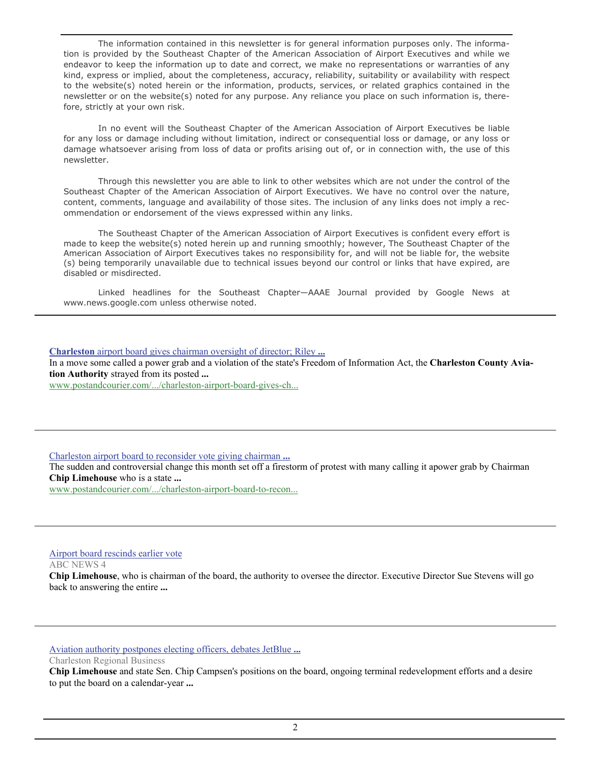The information contained in this newsletter is for general information purposes only. The information is provided by the Southeast Chapter of the American Association of Airport Executives and while we endeavor to keep the information up to date and correct, we make no representations or warranties of any kind, express or implied, about the completeness, accuracy, reliability, suitability or availability with respect to the website(s) noted herein or the information, products, services, or related graphics contained in the newsletter or on the website(s) noted for any purpose. Any reliance you place on such information is, therefore, strictly at your own risk.

In no event will the Southeast Chapter of the American Association of Airport Executives be liable for any loss or damage including without limitation, indirect or consequential loss or damage, or any loss or damage whatsoever arising from loss of data or profits arising out of, or in connection with, the use of this newsletter.

Through this newsletter you are able to link to other websites which are not under the control of the Southeast Chapter of the American Association of Airport Executives. We have no control over the nature, content, comments, language and availability of those sites. The inclusion of any links does not imply a recommendation or endorsement of the views expressed within any links.

The Southeast Chapter of the American Association of Airport Executives is confident every effort is made to keep the website(s) noted herein up and running smoothly; however, The Southeast Chapter of the American Association of Airport Executives takes no responsibility for, and will not be liable for, the website (s) being temporarily unavailable due to technical issues beyond our control or links that have expired, are disabled or misdirected.

Linked headlines for the Southeast Chapter—AAAE Journal provided by Google News at www.news.google.com unless otherwise noted.

---

**Charleston** airport board gives chairman oversight of director; Riley **...**

In a move some called a power grab and a violation of the state's Freedom of Information Act, the **Charleston County Aviation Authority** strayed from its posted **...**

www.postandcourier.com/.../charleston-airport-board-gives-ch...

---

Charleston airport board to reconsider vote giving chairman **...**

The sudden and controversial change this month set off a firestorm of protest with many calling it apower grab by Chairman **Chip Limehouse** who is a state **...**

www.postandcourier.com/.../charleston-airport-board-to-recon...

---

Airport board rescinds earlier vote

ABC NEWS 4

**Chip Limehouse**, who is chairman of the board, the authority to oversee the director. Executive Director Sue Stevens will go back to answering the entire **...**

---

Aviation authority postpones electing officers, debates JetBlue **...**

Charleston Regional Business

**Chip Limehouse** and state Sen. Chip Campsen's positions on the board, ongoing terminal redevelopment efforts and a desire to put the board on a calendar-year **...**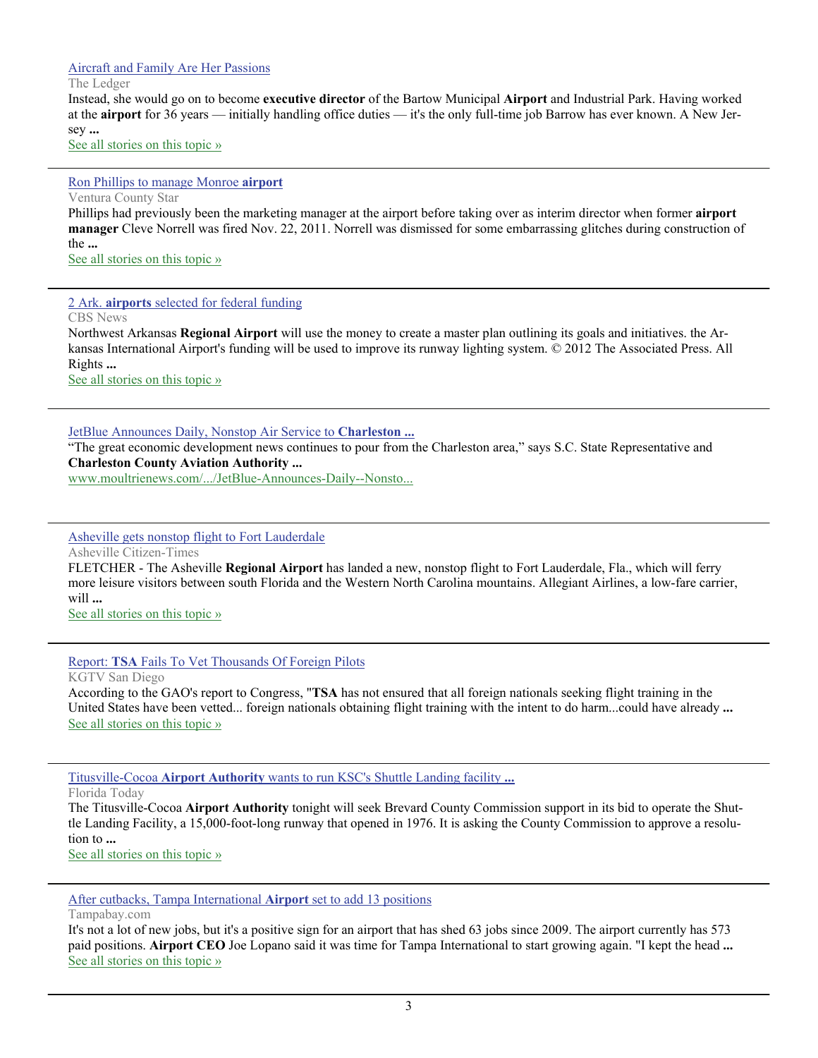[Aircraft and Family Are Her Passions]

The Ledger

Instead, she would go on to become **executive director** of the Bartow Municipal **Airport** and Industrial Park. Having worked at the **airport** for 36 years — initially handling office duties — it's the only full-time job Barrow has ever known. A New Jersey **...**

See all stories on this topic »

---

[Ron Phillips to manage Monroe **airport**]

Ventura County Star

Phillips had previously been the marketing manager at the airport before taking over as interim director when former **airport manager** Cleve Norrell was fired Nov. 22, 2011. Norrell was dismissed for some embarrassing glitches during construction of the **...**

See all stories on this topic »

---

[2 Ark. **airports** selected for federal funding]

CBS News

Northwest Arkansas **Regional Airport** will use the money to create a master plan outlining its goals and initiatives. the Arkansas International Airport's funding will be used to improve its runway lighting system. © 2012 The Associated Press. All Rights **...**

See all stories on this topic »

---

[JetBlue Announces Daily, Nonstop Air Service to **Charleston ...**]

"The great economic development news continues to pour from the Charleston area," says S.C. State Representative and **Charleston County Aviation Authority ...**

www.moultrienews.com/.../JetBlue-Announces-Daily--Nonsto...

---

[Asheville gets nonstop flight to Fort Lauderdale]

Asheville Citizen-Times

FLETCHER - The Asheville **Regional Airport** has landed a new, nonstop flight to Fort Lauderdale, Fla., which will ferry more leisure visitors between south Florida and the Western North Carolina mountains. Allegiant Airlines, a low-fare carrier, will **...**

See all stories on this topic »

---

[Report: **TSA** Fails To Vet Thousands Of Foreign Pilots]

KGTV San Diego

According to the GAO's report to Congress, "**TSA** has not ensured that all foreign nationals seeking flight training in the United States have been vetted... foreign nationals obtaining flight training with the intent to do harm...could have already **...**

See all stories on this topic »

---

[Titusville-Cocoa **Airport Authority** wants to run KSC's Shuttle Landing facility **...**]

Florida Today

The Titusville-Cocoa **Airport Authority** tonight will seek Brevard County Commission support in its bid to operate the Shuttle Landing Facility, a 15,000-foot-long runway that opened in 1976. It is asking the County Commission to approve a resolution to **...**

See all stories on this topic »

---

[After cutbacks, Tampa International **Airport** set to add 13 positions]

Tampabay.com

It's not a lot of new jobs, but it's a positive sign for an airport that has shed 63 jobs since 2009. The airport currently has 573 paid positions. **Airport CEO** Joe Lopano said it was time for Tampa International to start growing again. "I kept the head **...**

See all stories on this topic »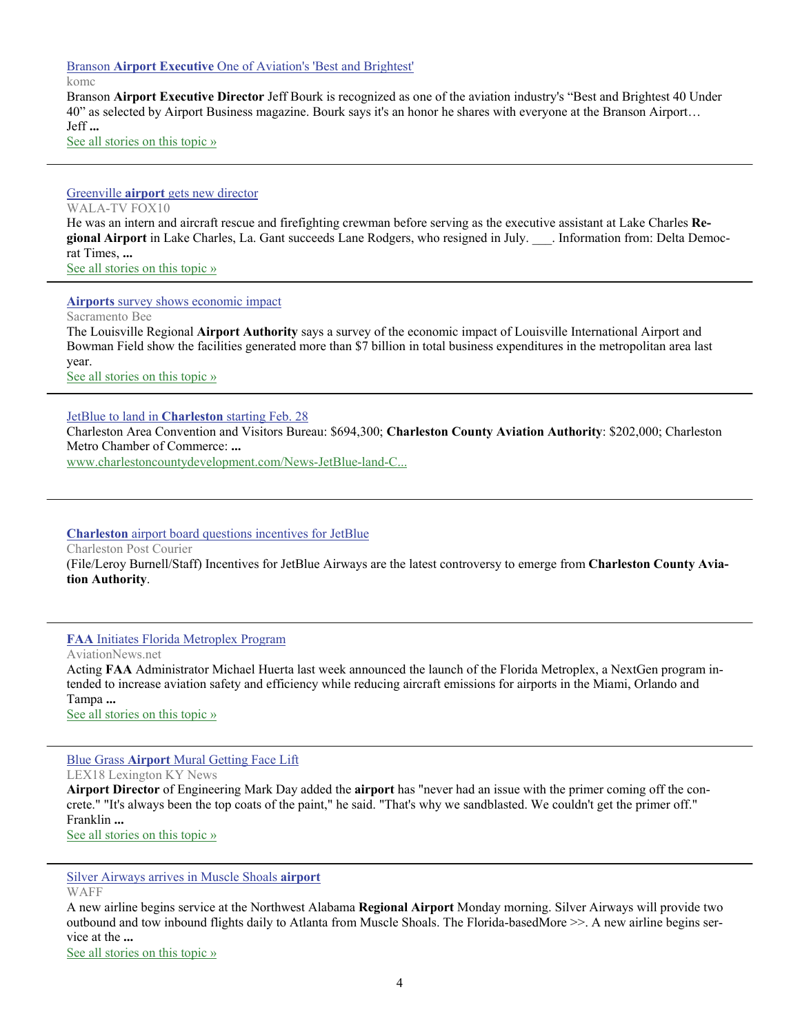[Branson **Airport Executive** One of Aviation's 'Best and Brightest']

komc

Branson **Airport Executive Director** Jeff Bourk is recognized as one of the aviation industry's "Best and Brightest 40 Under 40" as selected by Airport Business magazine. Bourk says it's an honor he shares with everyone at the Branson Airport… Jeff **...**

See all stories on this topic »

---

[Greenville **airport** gets new director]

WALA-TV FOX10

He was an intern and aircraft rescue and firefighting crewman before serving as the executive assistant at Lake Charles **Regional Airport** in Lake Charles, La. Gant succeeds Lane Rodgers, who resigned in July. ___. Information from: Delta Democrat Times, **...**

See all stories on this topic »

---

[**Airports** survey shows economic impact]

Sacramento Bee

The Louisville Regional **Airport Authority** says a survey of the economic impact of Louisville International Airport and Bowman Field show the facilities generated more than $7 billion in total business expenditures in the metropolitan area last year.

See all stories on this topic »

---

[JetBlue to land in **Charleston** starting Feb. 28]

Charleston Area Convention and Visitors Bureau: $694,300; **Charleston County Aviation Authority**: $202,000; Charleston Metro Chamber of Commerce: **...**

www.charlestoncountydevelopment.com/News-JetBlue-land-C...

---

[**Charleston** airport board questions incentives for JetBlue]

Charleston Post Courier

(File/Leroy Burnell/Staff) Incentives for JetBlue Airways are the latest controversy to emerge from **Charleston County Aviation Authority**.

---

[**FAA** Initiates Florida Metroplex Program]

AviationNews.net

Acting **FAA** Administrator Michael Huerta last week announced the launch of the Florida Metroplex, a NextGen program intended to increase aviation safety and efficiency while reducing aircraft emissions for airports in the Miami, Orlando and Tampa **...**

See all stories on this topic »

---

[Blue Grass **Airport** Mural Getting Face Lift]

LEX18 Lexington KY News

**Airport Director** of Engineering Mark Day added the **airport** has "never had an issue with the primer coming off the concrete." "It's always been the top coats of the paint," he said. "That's why we sandblasted. We couldn't get the primer off." Franklin **...**

See all stories on this topic »

---

[Silver Airways arrives in Muscle Shoals **airport**]

WAFF

A new airline begins service at the Northwest Alabama **Regional Airport** Monday morning. Silver Airways will provide two outbound and tow inbound flights daily to Atlanta from Muscle Shoals. The Florida-basedMore >>. A new airline begins service at the **...**

See all stories on this topic »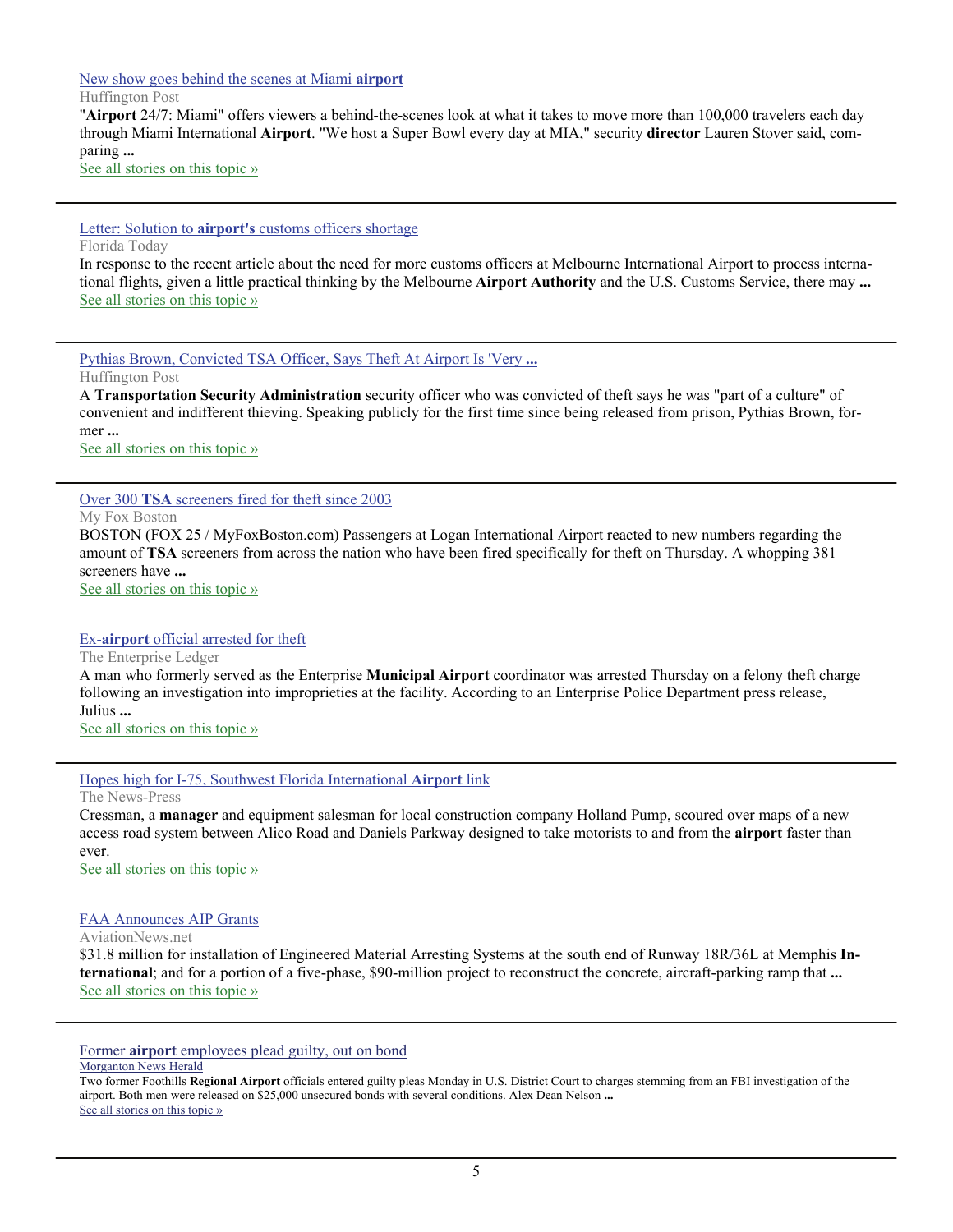[New show goes behind the scenes at Miami **airport**]

Huffington Post

"**Airport** 24/7: Miami" offers viewers a behind-the-scenes look at what it takes to move more than 100,000 travelers each day through Miami International **Airport**. "We host a Super Bowl every day at MIA," security **director** Lauren Stover said, comparing **...**

See all stories on this topic »

---

[Letter: Solution to **airport's** customs officers shortage]

Florida Today

In response to the recent article about the need for more customs officers at Melbourne International Airport to process international flights, given a little practical thinking by the Melbourne **Airport Authority** and the U.S. Customs Service, there may **...**

See all stories on this topic »

---

[Pythias Brown, Convicted TSA Officer, Says Theft At Airport Is 'Very **...**]

Huffington Post

A **Transportation Security Administration** security officer who was convicted of theft says he was "part of a culture" of convenient and indifferent thieving. Speaking publicly for the first time since being released from prison, Pythias Brown, former **...**

See all stories on this topic »

---

[Over 300 **TSA** screeners fired for theft since 2003]

My Fox Boston

BOSTON (FOX 25 / MyFoxBoston.com) Passengers at Logan International Airport reacted to new numbers regarding the amount of **TSA** screeners from across the nation who have been fired specifically for theft on Thursday. A whopping 381 screeners have **...**

See all stories on this topic »

---

[Ex-**airport** official arrested for theft]

The Enterprise Ledger

A man who formerly served as the Enterprise **Municipal Airport** coordinator was arrested Thursday on a felony theft charge following an investigation into improprieties at the facility. According to an Enterprise Police Department press release, Julius **...**

See all stories on this topic »

---

[Hopes high for I-75, Southwest Florida International **Airport** link]

The News-Press

Cressman, a **manager** and equipment salesman for local construction company Holland Pump, scoured over maps of a new access road system between Alico Road and Daniels Parkway designed to take motorists to and from the **airport** faster than ever.

See all stories on this topic »

---

[FAA Announces AIP Grants]

AviationNews.net

$31.8 million for installation of Engineered Material Arresting Systems at the south end of Runway 18R/36L at Memphis **International**; and for a portion of a five-phase, $90-million project to reconstruct the concrete, aircraft-parking ramp that **...**

See all stories on this topic »

---

[Former **airport** employees plead guilty, out on bond]

Morganton News Herald

Two former Foothills **Regional Airport** officials entered guilty pleas Monday in U.S. District Court to charges stemming from an FBI investigation of the airport. Both men were released on $25,000 unsecured bonds with several conditions. Alex Dean Nelson **...**

See all stories on this topic »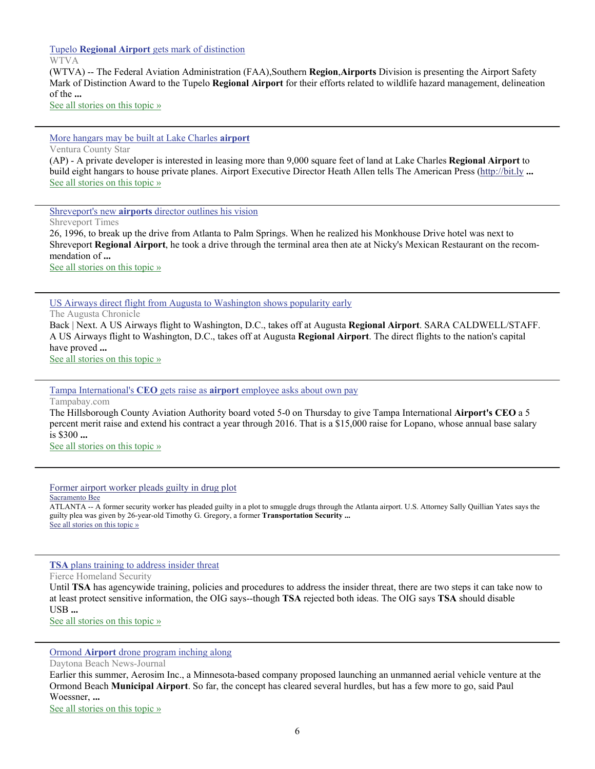[Tupelo **Regional Airport** gets mark of distinction]

WTVA

(WTVA) -- The Federal Aviation Administration (FAA),Southern **Region**,**Airports** Division is presenting the Airport Safety Mark of Distinction Award to the Tupelo **Regional Airport** for their efforts related to wildlife hazard management, delineation of the **...**

See all stories on this topic »

---

[More hangars may be built at Lake Charles **airport**]

Ventura County Star

(AP) - A private developer is interested in leasing more than 9,000 square feet of land at Lake Charles **Regional Airport** to build eight hangars to house private planes. Airport Executive Director Heath Allen tells The American Press (http://bit.ly **...**

See all stories on this topic »

---

[Shreveport's new **airports** director outlines his vision]

Shreveport Times

26, 1996, to break up the drive from Atlanta to Palm Springs. When he realized his Monkhouse Drive hotel was next to Shreveport **Regional Airport**, he took a drive through the terminal area then ate at Nicky's Mexican Restaurant on the recommendation of **...**

See all stories on this topic »

---

[US Airways direct flight from Augusta to Washington shows popularity early]

The Augusta Chronicle

Back | Next. A US Airways flight to Washington, D.C., takes off at Augusta **Regional Airport**. SARA CALDWELL/STAFF. A US Airways flight to Washington, D.C., takes off at Augusta **Regional Airport**. The direct flights to the nation's capital have proved **...**

See all stories on this topic »

---

[Tampa International's **CEO** gets raise as **airport** employee asks about own pay]

Tampabay.com

The Hillsborough County Aviation Authority board voted 5-0 on Thursday to give Tampa International **Airport's CEO** a 5 percent merit raise and extend his contract a year through 2016. That is a $15,000 raise for Lopano, whose annual base salary is $300 **...**

See all stories on this topic »

---

[Former airport worker pleads guilty in drug plot]

Sacramento Bee

ATLANTA -- A former security worker has pleaded guilty in a plot to smuggle drugs through the Atlanta airport. U.S. Attorney Sally Quillian Yates says the guilty plea was given by 26-year-old Timothy G. Gregory, a former **Transportation Security ...**

See all stories on this topic »

---

[**TSA** plans training to address insider threat]

Fierce Homeland Security

Until **TSA** has agencywide training, policies and procedures to address the insider threat, there are two steps it can take now to at least protect sensitive information, the OIG says--though **TSA** rejected both ideas. The OIG says **TSA** should disable USB **...**

See all stories on this topic »

---

[Ormond **Airport** drone program inching along]

Daytona Beach News-Journal

Earlier this summer, Aerosim Inc., a Minnesota-based company proposed launching an unmanned aerial vehicle venture at the Ormond Beach **Municipal Airport**. So far, the concept has cleared several hurdles, but has a few more to go, said Paul Woessner, **...**

See all stories on this topic »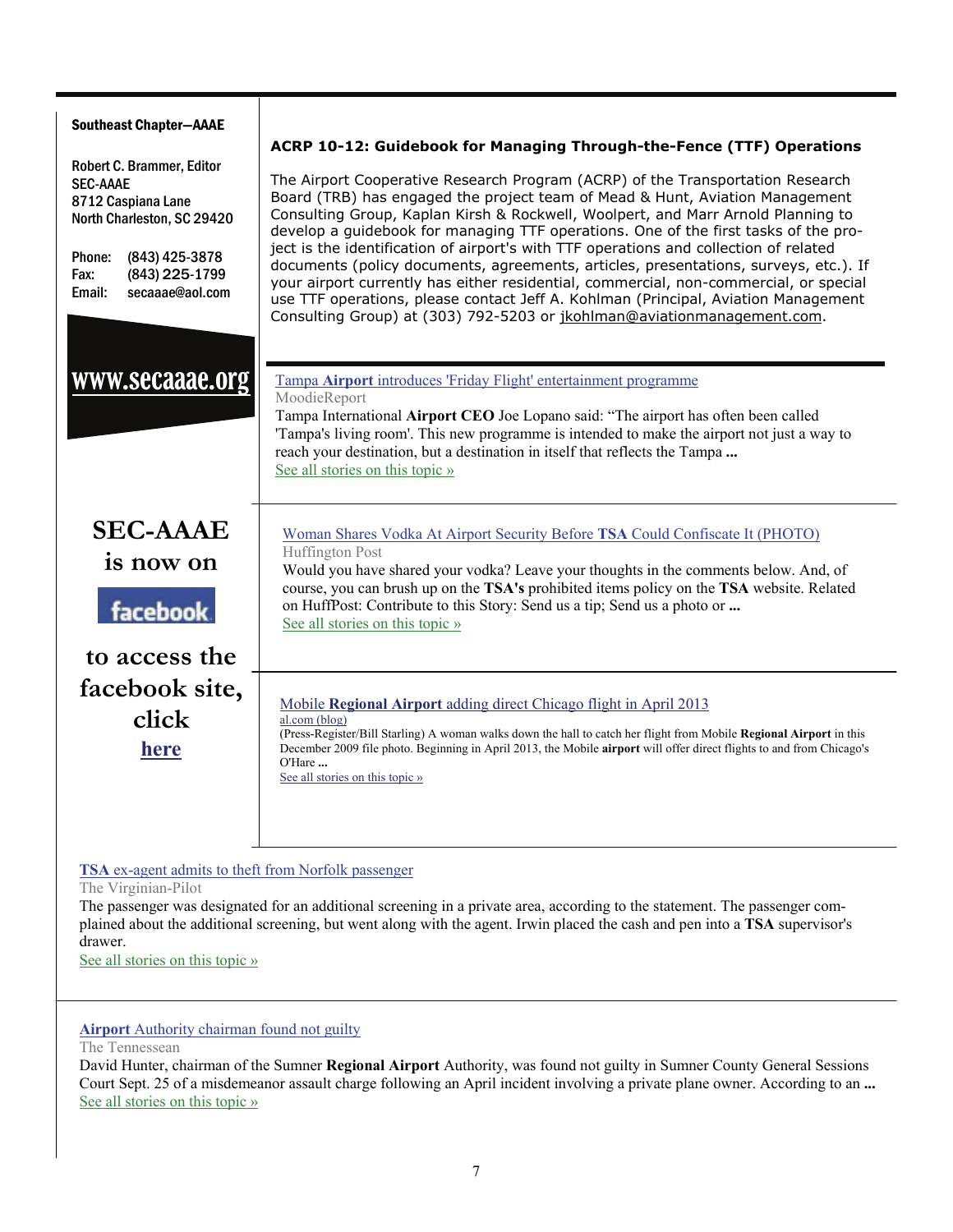**Southeast Chapter—AAAE**

Robert C. Brammer, Editor
SEC-AAAE
8712 Caspiana Lane
North Charleston, SC 29420

Phone: (843) 425-3878
Fax: (843) 225-1799
Email: secaaae@aol.com

**www.secaaae.org**

**SEC-AAAE is now on facebook to access the facebook site, click here**

### ACRP 10-12: Guidebook for Managing Through-the-Fence (TTF) Operations

The Airport Cooperative Research Program (ACRP) of the Transportation Research Board (TRB) has engaged the project team of Mead & Hunt, Aviation Management Consulting Group, Kaplan Kirsh & Rockwell, Woolpert, and Marr Arnold Planning to develop a guidebook for managing TTF operations. One of the first tasks of the project is the identification of airport's with TTF operations and collection of related documents (policy documents, agreements, articles, presentations, surveys, etc.). If your airport currently has either residential, commercial, non-commercial, or special use TTF operations, please contact Jeff A. Kohlman (Principal, Aviation Management Consulting Group) at (303) 792-5203 or jkohlman@aviationmanagement.com.

---

Tampa **Airport** introduces 'Friday Flight' entertainment programme
MoodieReport
Tampa International **Airport CEO** Joe Lopano said: "The airport has often been called 'Tampa's living room'. This new programme is intended to make the airport not just a way to reach your destination, but a destination in itself that reflects the Tampa **...**
See all stories on this topic »

---

Woman Shares Vodka At Airport Security Before **TSA** Could Confiscate It (PHOTO)
Huffington Post
Would you have shared your vodka? Leave your thoughts in the comments below. And, of course, you can brush up on the **TSA's** prohibited items policy on the **TSA** website. Related on HuffPost: Contribute to this Story: Send us a tip; Send us a photo or **...**
See all stories on this topic »

---

Mobile **Regional Airport** adding direct Chicago flight in April 2013
al.com (blog)
(Press-Register/Bill Starling) A woman walks down the hall to catch her flight from Mobile **Regional Airport** in this December 2009 file photo. Beginning in April 2013, the Mobile **airport** will offer direct flights to and from Chicago's O'Hare **...**
See all stories on this topic »

---

**TSA** ex-agent admits to theft from Norfolk passenger
The Virginian-Pilot
The passenger was designated for an additional screening in a private area, according to the statement. The passenger complained about the additional screening, but went along with the agent. Irwin placed the cash and pen into a **TSA** supervisor's drawer.
See all stories on this topic »

---

**Airport** Authority chairman found not guilty
The Tennessean
David Hunter, chairman of the Sumner **Regional Airport** Authority, was found not guilty in Sumner County General Sessions Court Sept. 25 of a misdemeanor assault charge following an April incident involving a private plane owner. According to an **...**
See all stories on this topic »